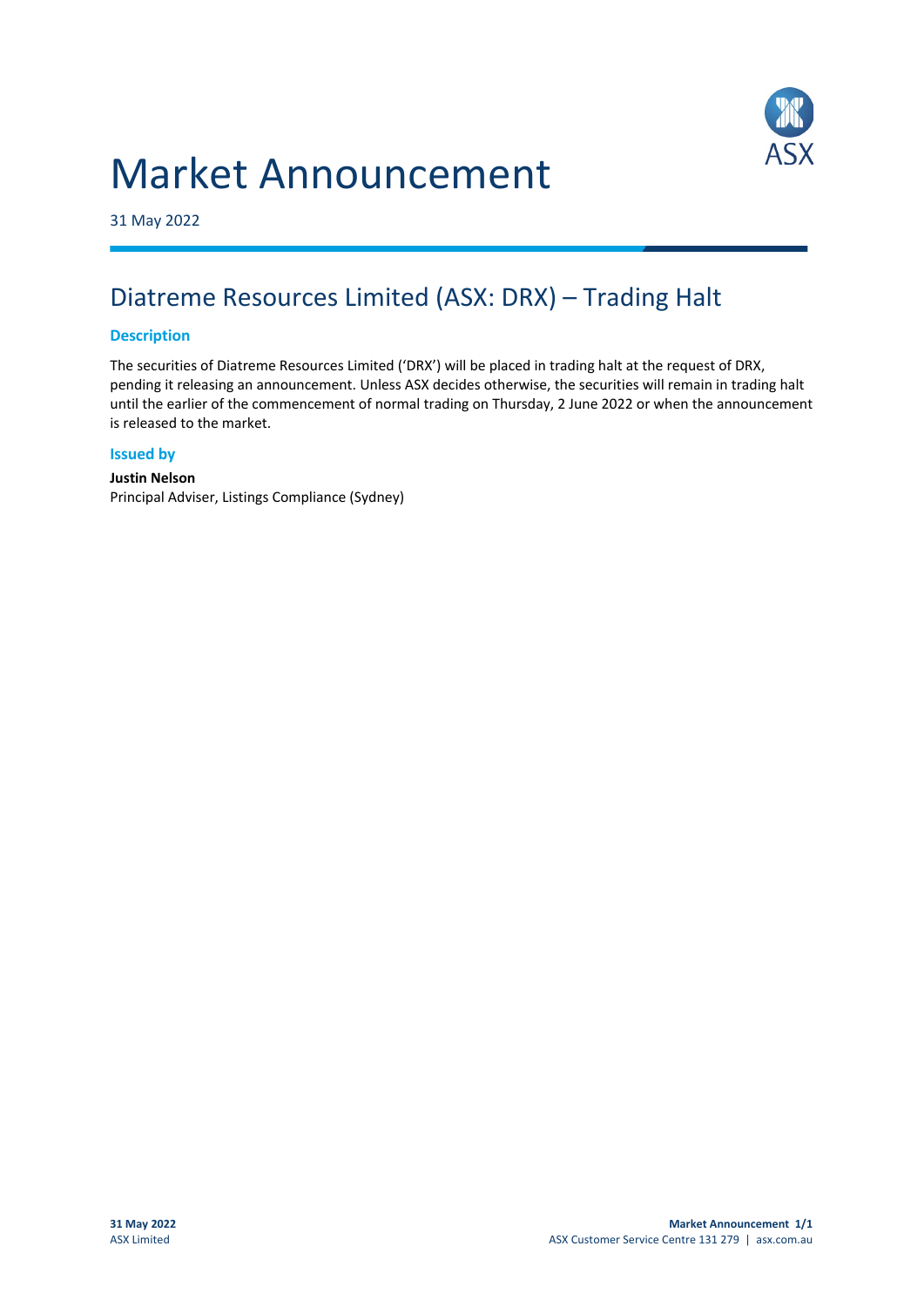# Market Announcement

31 May 2022

## Diatreme Resources Limited (ASX: DRX) – Trading Halt

### Description

The securities of Diatreme Resources Limited ('DRX') will be placed in trading halt at the request of DRX, pending it releasing an announcement. Unless ASX decides otherwise, the securities will remain in trading halt until the earlier of the commencement of normal trading on Thursday, 2 June 2022 or when the announcement is released to the market.

### Issued by

**Justin Nelson**
Principal Adviser, Listings Compliance (Sydney)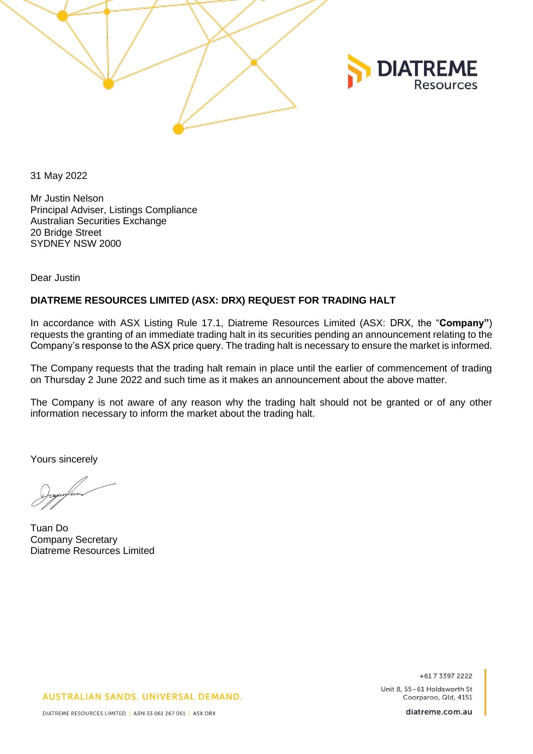31 May 2022

Mr Justin Nelson
Principal Adviser, Listings Compliance
Australian Securities Exchange
20 Bridge Street
SYDNEY NSW 2000

Dear Justin

**DIATREME RESOURCES LIMITED (ASX: DRX) REQUEST FOR TRADING HALT**

In accordance with ASX Listing Rule 17.1, Diatreme Resources Limited (ASX: DRX, the "**Company"**) requests the granting of an immediate trading halt in its securities pending an announcement relating to the Company's response to the ASX price query. The trading halt is necessary to ensure the market is informed.

The Company requests that the trading halt remain in place until the earlier of commencement of trading on Thursday 2 June 2022 and such time as it makes an announcement about the above matter.

The Company is not aware of any reason why the trading halt should not be granted or of any other information necessary to inform the market about the trading halt.

Yours sincerely

Tuan Do
Company Secretary
Diatreme Resources Limited

AUSTRALIAN SANDS. UNIVERSAL DEMAND.

DIATREME RESOURCES LIMITED | ABN 33 061 267 061 | ASX:DRX

+61 7 3397 2222
Unit 8, 55–61 Holdsworth St
Coorparoo, Qld, 4151
diatreme.com.au